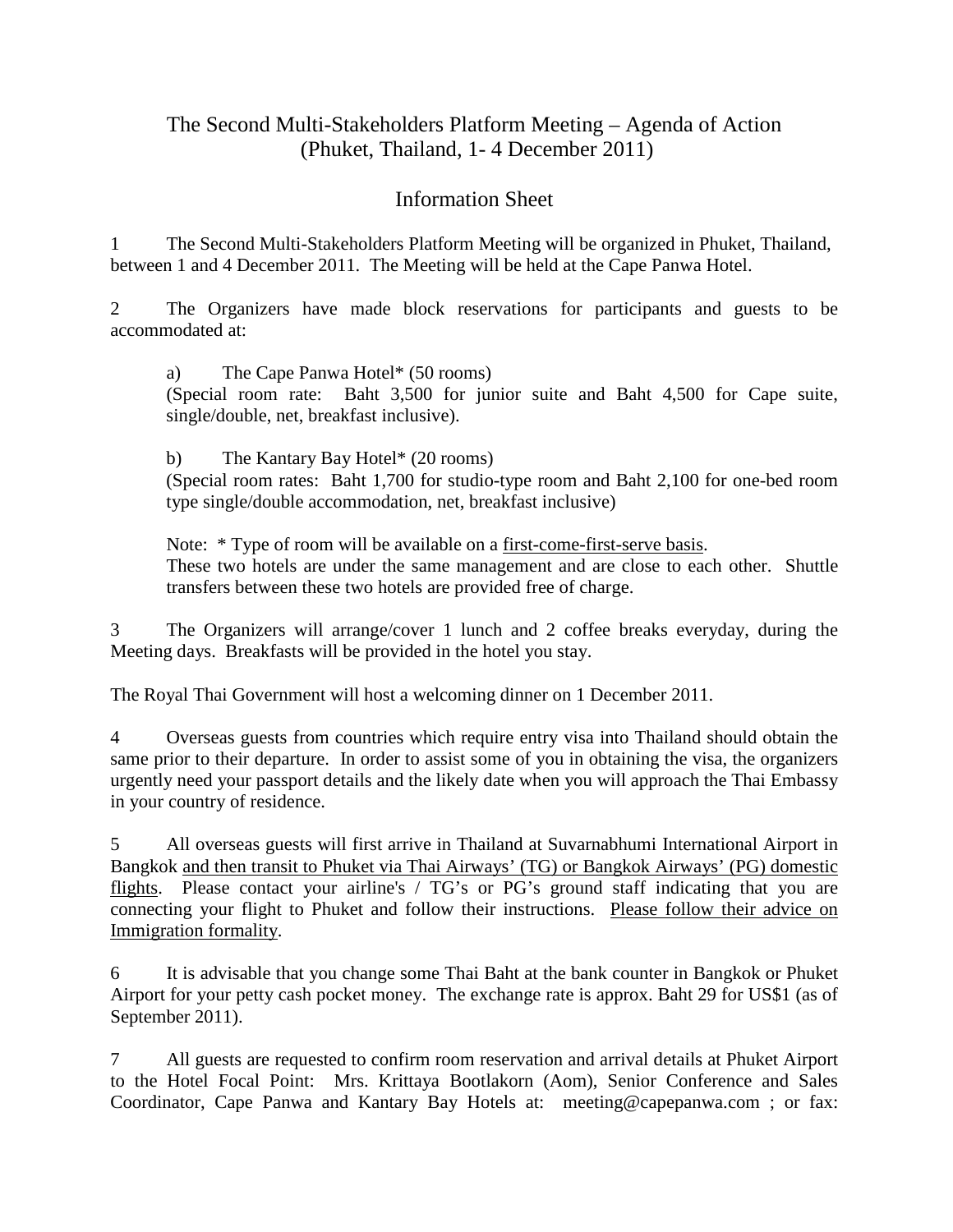# The Second Multi-Stakeholders Platform Meeting – Agenda of Action
## (Phuket, Thailand, 1- 4 December 2011)

## Information Sheet

1 The Second Multi-Stakeholders Platform Meeting will be organized in Phuket, Thailand, between 1 and 4 December 2011. The Meeting will be held at the Cape Panwa Hotel.

2 The Organizers have made block reservations for participants and guests to be accommodated at:

a) The Cape Panwa Hotel* (50 rooms)
(Special room rate: Baht 3,500 for junior suite and Baht 4,500 for Cape suite, single/double, net, breakfast inclusive).

b) The Kantary Bay Hotel* (20 rooms)
(Special room rates: Baht 1,700 for studio-type room and Baht 2,100 for one-bed room type single/double accommodation, net, breakfast inclusive)

Note: * Type of room will be available on a <u>first-come-first-serve basis</u>.
These two hotels are under the same management and are close to each other. Shuttle transfers between these two hotels are provided free of charge.

3 The Organizers will arrange/cover 1 lunch and 2 coffee breaks everyday, during the Meeting days. Breakfasts will be provided in the hotel you stay.

The Royal Thai Government will host a welcoming dinner on 1 December 2011.

4 Overseas guests from countries which require entry visa into Thailand should obtain the same prior to their departure. In order to assist some of you in obtaining the visa, the organizers urgently need your passport details and the likely date when you will approach the Thai Embassy in your country of residence.

5 All overseas guests will first arrive in Thailand at Suvarnabhumi International Airport in Bangkok <u>and then transit to Phuket via Thai Airways' (TG) or Bangkok Airways' (PG) domestic flights</u>. Please contact your airline's / TG's or PG's ground staff indicating that you are connecting your flight to Phuket and follow their instructions. <u>Please follow their advice on Immigration formality</u>.

6 It is advisable that you change some Thai Baht at the bank counter in Bangkok or Phuket Airport for your petty cash pocket money. The exchange rate is approx. Baht 29 for US$1 (as of September 2011).

7 All guests are requested to confirm room reservation and arrival details at Phuket Airport to the Hotel Focal Point: Mrs. Krittaya Bootlakorn (Aom), Senior Conference and Sales Coordinator, Cape Panwa and Kantary Bay Hotels at: meeting@capepanwa.com ; or fax: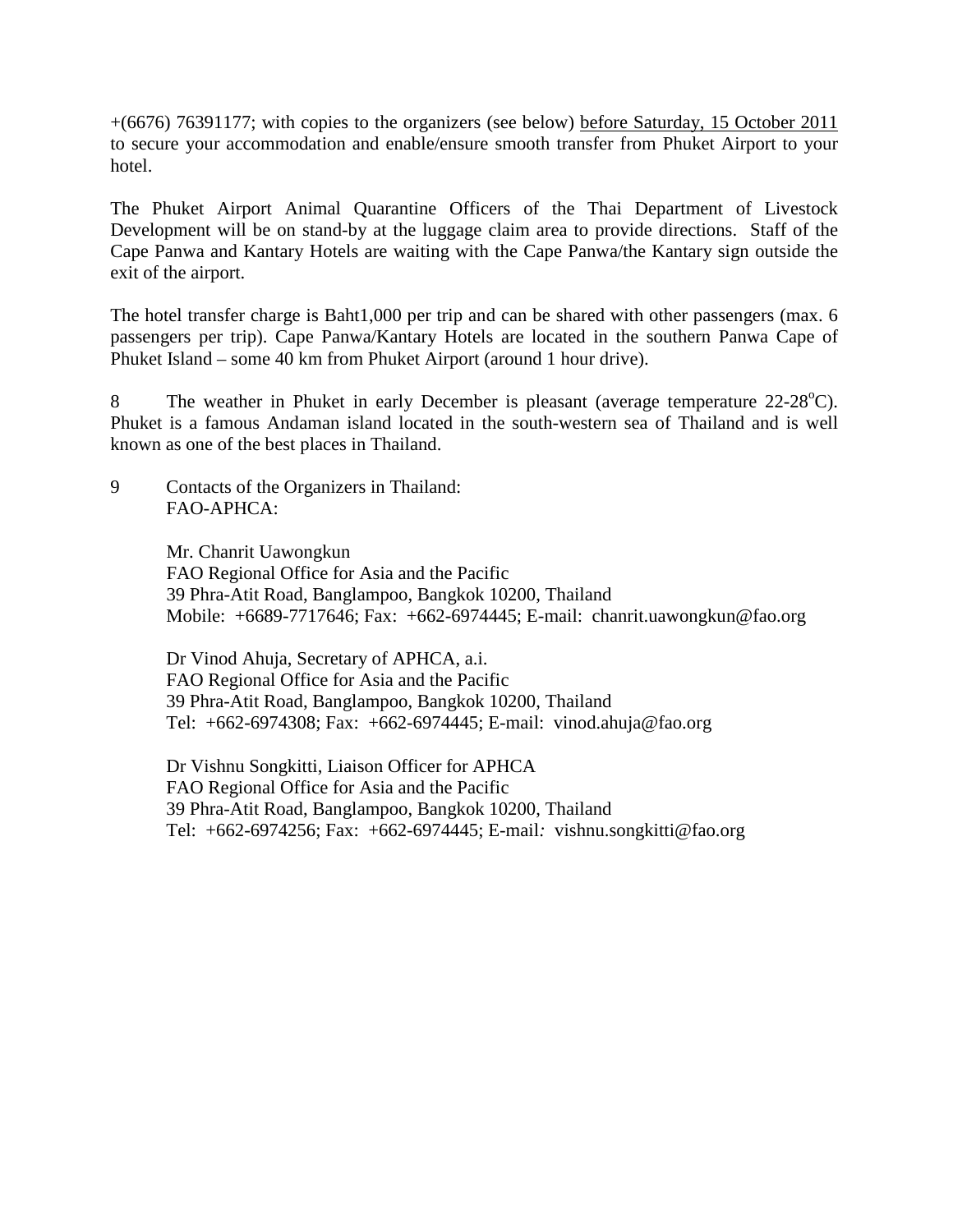+(6676) 76391177; with copies to the organizers (see below) before Saturday, 15 October 2011 to secure your accommodation and enable/ensure smooth transfer from Phuket Airport to your hotel.

The Phuket Airport Animal Quarantine Officers of the Thai Department of Livestock Development will be on stand-by at the luggage claim area to provide directions. Staff of the Cape Panwa and Kantary Hotels are waiting with the Cape Panwa/the Kantary sign outside the exit of the airport.

The hotel transfer charge is Baht1,000 per trip and can be shared with other passengers (max. 6 passengers per trip). Cape Panwa/Kantary Hotels are located in the southern Panwa Cape of Phuket Island – some 40 km from Phuket Airport (around 1 hour drive).

8 The weather in Phuket in early December is pleasant (average temperature 22-28$^{o}$C). Phuket is a famous Andaman island located in the south-western sea of Thailand and is well known as one of the best places in Thailand.

9 Contacts of the Organizers in Thailand:
FAO-APHCA:

Mr. Chanrit Uawongkun
FAO Regional Office for Asia and the Pacific
39 Phra-Atit Road, Banglampoo, Bangkok 10200, Thailand
Mobile: +6689-7717646; Fax: +662-6974445; E-mail: chanrit.uawongkun@fao.org

Dr Vinod Ahuja, Secretary of APHCA, a.i.
FAO Regional Office for Asia and the Pacific
39 Phra-Atit Road, Banglampoo, Bangkok 10200, Thailand
Tel: +662-6974308; Fax: +662-6974445; E-mail: vinod.ahuja@fao.org

Dr Vishnu Songkitti, Liaison Officer for APHCA
FAO Regional Office for Asia and the Pacific
39 Phra-Atit Road, Banglampoo, Bangkok 10200, Thailand
Tel: +662-6974256; Fax: +662-6974445; E-mail: vishnu.songkitti@fao.org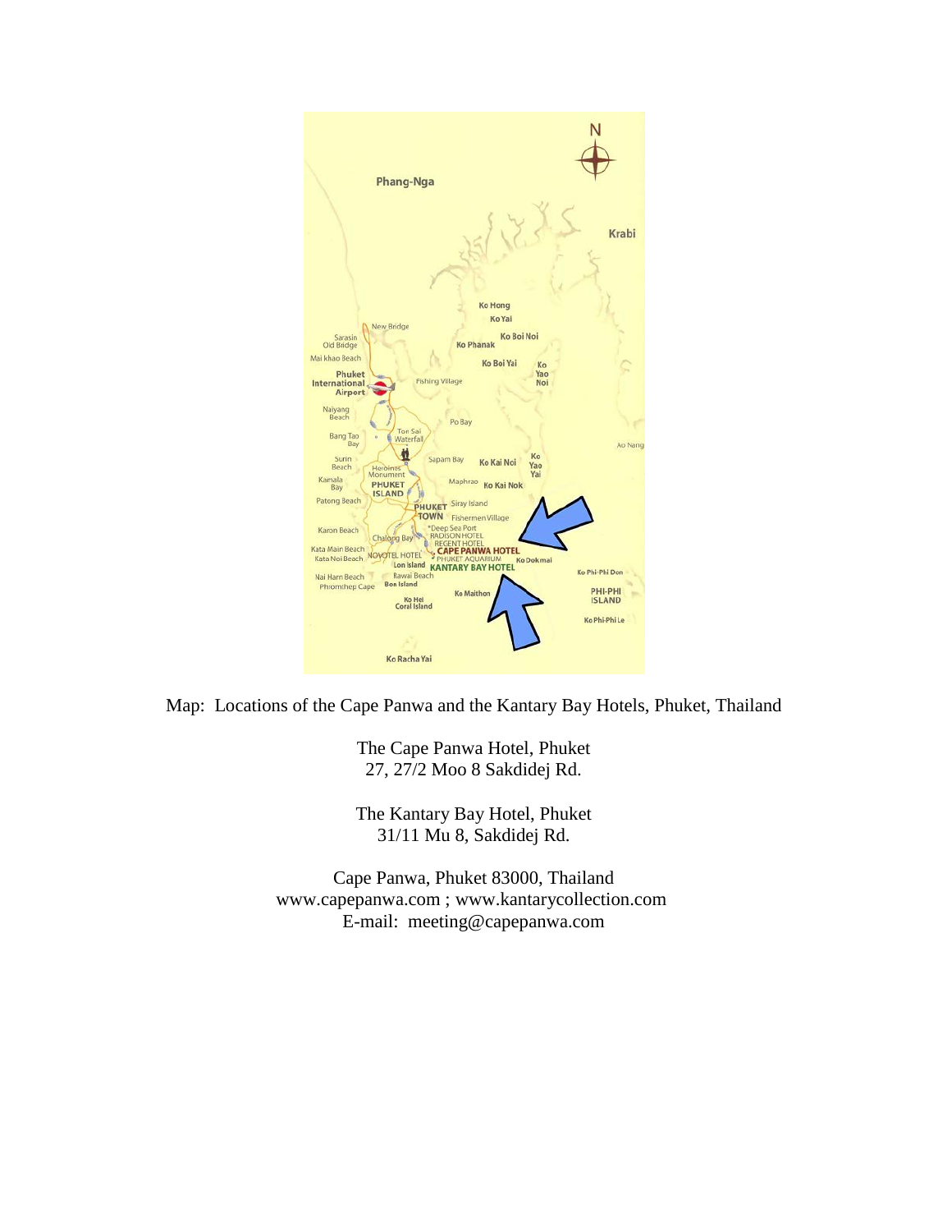Map: Locations of the Cape Panwa and the Kantary Bay Hotels, Phuket, Thailand

The Cape Panwa Hotel, Phuket
27, 27/2 Moo 8 Sakdidej Rd.

The Kantary Bay Hotel, Phuket
31/11 Mu 8, Sakdidej Rd.

Cape Panwa, Phuket 83000, Thailand
www.capepanwa.com ; www.kantarycollection.com
E-mail: meeting@capepanwa.com